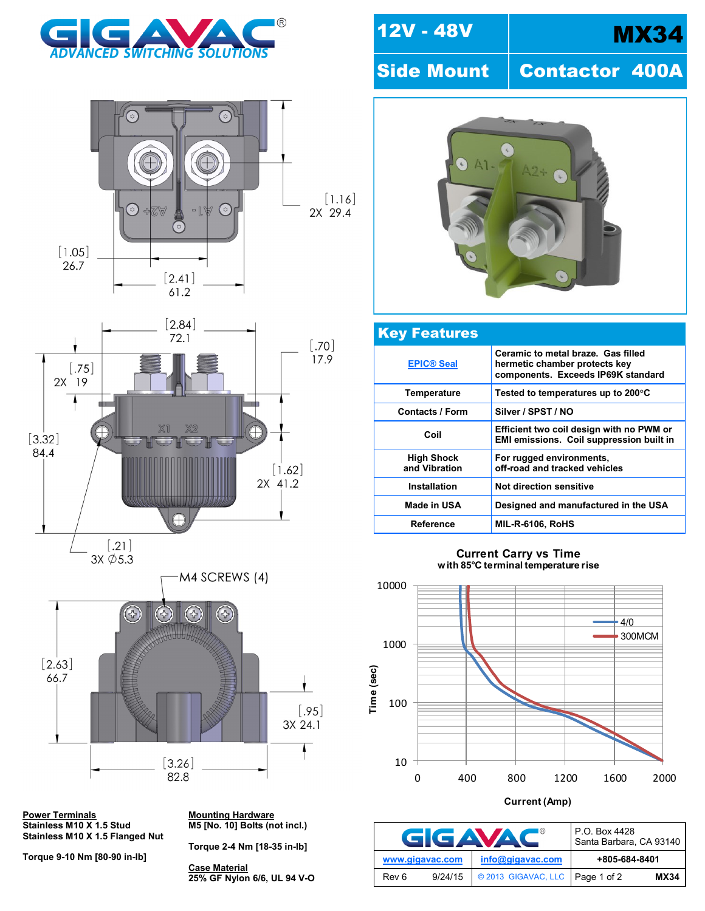# GIGAVAC
ADVANCED SWITCHING SOLUTIONS

| 12V - 48V | MX34 |
|---|---|
| Side Mount | Contactor 400A |

[1.16]
2X 29.4

[1.05]
26.7

[2.41]
61.2

[2.84]
72.1

[.70]
17.9

[.75]
2X 19

[3.32]
84.4

[1.62]
2X 41.2

[.21]
3X ∅5.3

M4 SCREWS (4)

[2.63]
66.7

[.95]
3X 24.1

[3.26]
82.8

## Key Features

| Key Features | |
|---|---|
| EPIC® Seal | Ceramic to metal braze. Gas filled hermetic chamber protects key components. Exceeds IP69K standard |
| Temperature | Tested to temperatures up to 200°C |
| Contacts / Form | Silver / SPST / NO |
| Coil | Efficient two coil design with no PWM or EMI emissions. Coil suppression built in |
| High Shock and Vibration | For rugged environments, off-road and tracked vehicles |
| Installation | Not direction sensitive |
| Made in USA | Designed and manufactured in the USA |
| Reference | MIL-R-6106, RoHS |

**Current Carry vs Time**
with 85°C terminal temperature rise

Time (sec): 10, 100, 1000, 10000
Current (Amp): 0, 400, 800, 1200, 1600, 2000
Legend: 4/0, 300MCM

**Power Terminals**
Stainless M10 X 1.5 Stud
Stainless M10 X 1.5 Flanged Nut

Torque 9-10 Nm [80-90 in-lb]

**Mounting Hardware**
M5 [No. 10] Bolts (not incl.)

Torque 2-4 Nm [18-35 in-lb]

**Case Material**
25% GF Nylon 6/6, UL 94 V-O

| GIGAVAC® | | P.O. Box 4428 Santa Barbara, CA 93140 |
|---|---|---|
| www.gigavac.com | info@gigavac.com | +805-684-8401 |
| Rev 6 9/24/15 | © 2013 GIGAVAC, LLC | Page 1 of 2 MX34 |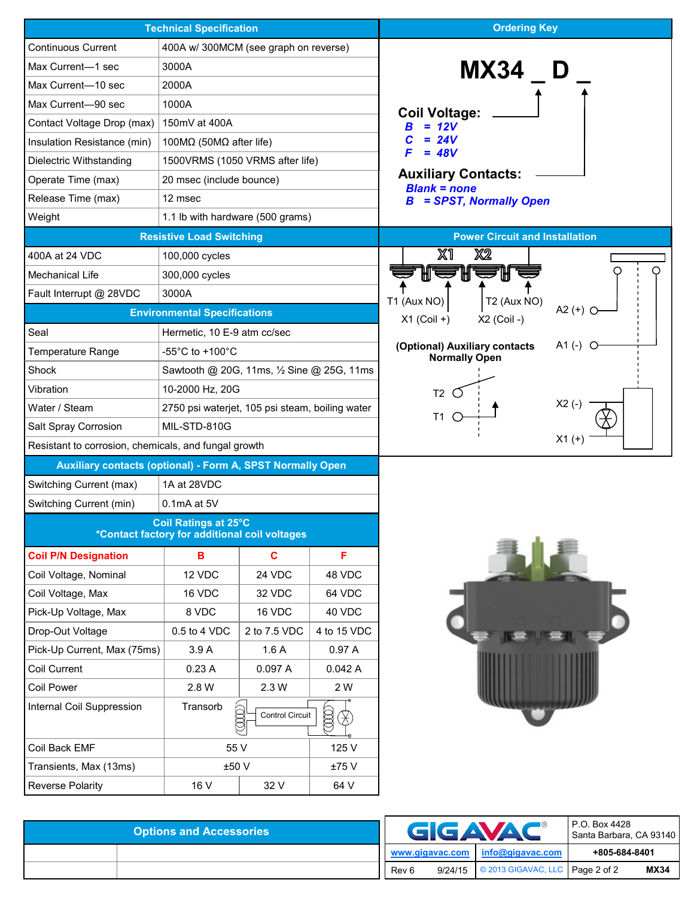## Technical Specification

| | |
|---|---|
| Continuous Current | 400A w/ 300MCM (see graph on reverse) |
| Max Current—1 sec | 3000A |
| Max Current—10 sec | 2000A |
| Max Current—90 sec | 1000A |
| Contact Voltage Drop (max) | 150mV at 400A |
| Insulation Resistance (min) | 100MΩ (50MΩ after life) |
| Dielectric Withstanding | 1500VRMS (1050 VRMS after life) |
| Operate Time (max) | 20 msec (include bounce) |
| Release Time (max) | 12 msec |
| Weight | 1.1 lb with hardware (500 grams) |

## Resistive Load Switching

| | |
|---|---|
| 400A at 24 VDC | 100,000 cycles |
| Mechanical Life | 300,000 cycles |
| Fault Interrupt @ 28VDC | 3000A |

## Environmental Specifications

| | |
|---|---|
| Seal | Hermetic, 10 E-9 atm cc/sec |
| Temperature Range | -55°C to +100°C |
| Shock | Sawtooth @ 20G, 11ms, ½ Sine @ 25G, 11ms |
| Vibration | 10-2000 Hz, 20G |
| Water / Steam | 2750 psi waterjet, 105 psi steam, boiling water |
| Salt Spray Corrosion | MIL-STD-810G |
| Resistant to corrosion, chemicals, and fungal growth | |

## Auxiliary contacts (optional) - Form A, SPST Normally Open

| | |
|---|---|
| Switching Current (max) | 1A at 28VDC |
| Switching Current (min) | 0.1mA at 5V |

## Coil Ratings at 25°C
*Contact factory for additional coil voltages

| Coil P/N Designation | B | C | F |
|---|---|---|---|
| Coil Voltage, Nominal | 12 VDC | 24 VDC | 48 VDC |
| Coil Voltage, Max | 16 VDC | 32 VDC | 64 VDC |
| Pick-Up Voltage, Max | 8 VDC | 16 VDC | 40 VDC |
| Drop-Out Voltage | 0.5 to 4 VDC | 2 to 7.5 VDC | 4 to 15 VDC |
| Pick-Up Current, Max (75ms) | 3.9 A | 1.6 A | 0.97 A |
| Coil Current | 0.23 A | 0.097 A | 0.042 A |
| Coil Power | 2.8 W | 2.3 W | 2 W |
| Internal Coil Suppression | Transorb | Control Circuit | |
| Coil Back EMF | 55 V | | 125 V |
| Transients, Max (13ms) | ±50 V | | ±75 V |
| Reverse Polarity | 16 V | 32 V | 64 V |

## Ordering Key

**MX34 _ D _**

**Coil Voltage:**
- *B = 12V*
- *C = 24V*
- *F = 48V*

**Auxiliary Contacts:**
- *Blank = none*
- *B = SPST, Normally Open*

## Power Circuit and Installation

X1 X2

T1 (Aux NO)
X1 (Coil +)
T2 (Aux NO)
X2 (Coil -)

A2 (+)
A1 (-)

**(Optional) Auxiliary contacts Normally Open**

T2
T1

X2 (-)
X1 (+)

## Options and Accessories

| | |
|---|---|
| | |
| | |

GIGAVAC®
P.O. Box 4428
Santa Barbara, CA 93140
www.gigavac.com | info@gigavac.com | +805-684-8401
Rev 6 9/24/15 | © 2013 GIGAVAC, LLC | MX34